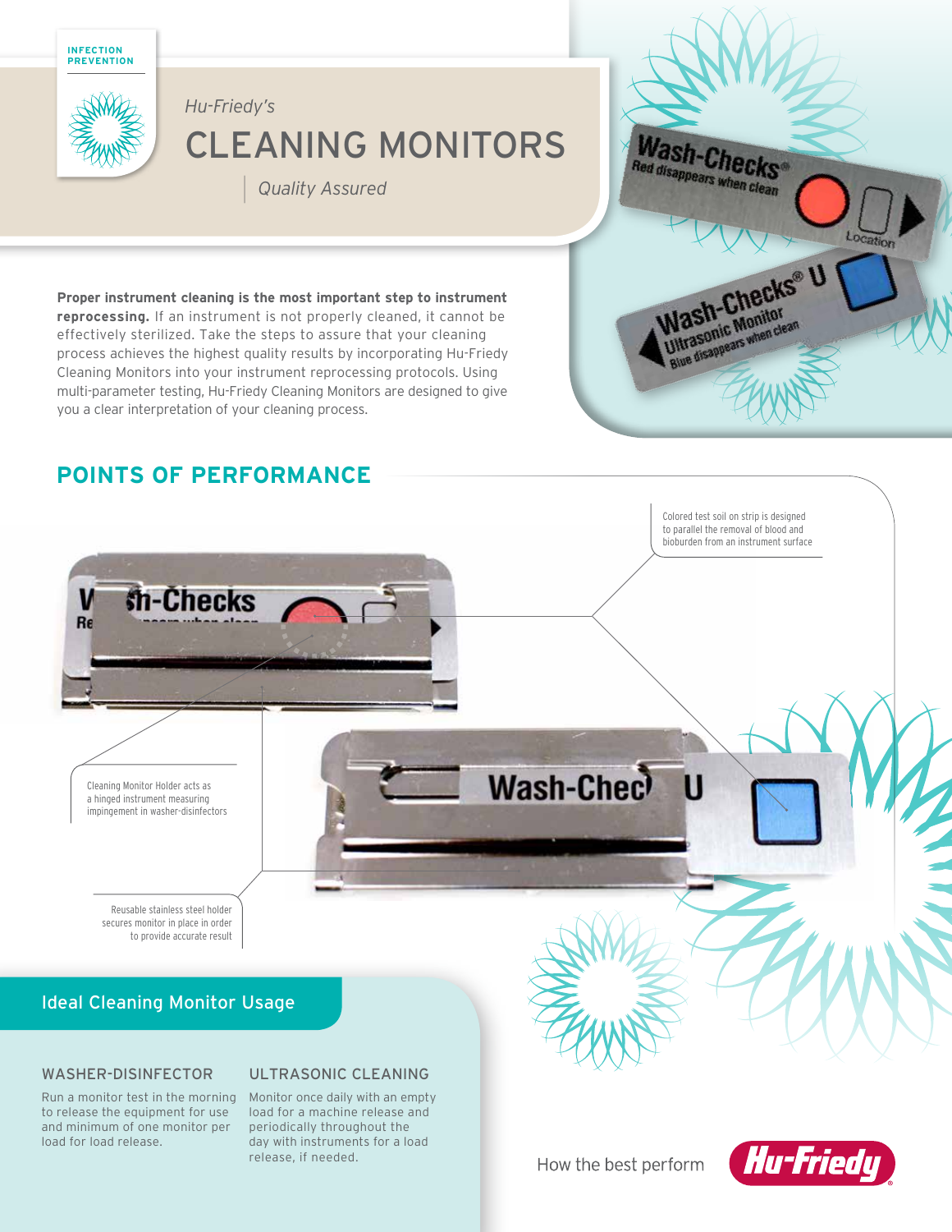INFECTION PREVENTION

*Hu-Friedy's*

# CLEANING MONITORS

*Quality Assured*

**Proper instrument cleaning is the most important step to instrument reprocessing.** If an instrument is not properly cleaned, it cannot be effectively sterilized. Take the steps to assure that your cleaning process achieves the highest quality results by incorporating Hu-Friedy Cleaning Monitors into your instrument reprocessing protocols. Using multi-parameter testing, Hu-Friedy Cleaning Monitors are designed to give you a clear interpretation of your cleaning process.

## POINTS OF PERFORMANCE

Colored test soil on strip is designed to parallel the removal of blood and bioburden from an instrument surface

Cleaning Monitor Holder acts as a hinged instrument measuring impingement in washer-disinfectors

Reusable stainless steel holder secures monitor in place in order to provide accurate result

## Ideal Cleaning Monitor Usage

### WASHER-DISINFECTOR

Run a monitor test in the morning to release the equipment for use and minimum of one monitor per load for load release.

### ULTRASONIC CLEANING

Monitor once daily with an empty load for a machine release and periodically throughout the day with instruments for a load release, if needed.

How the best perform

Hu-Friedy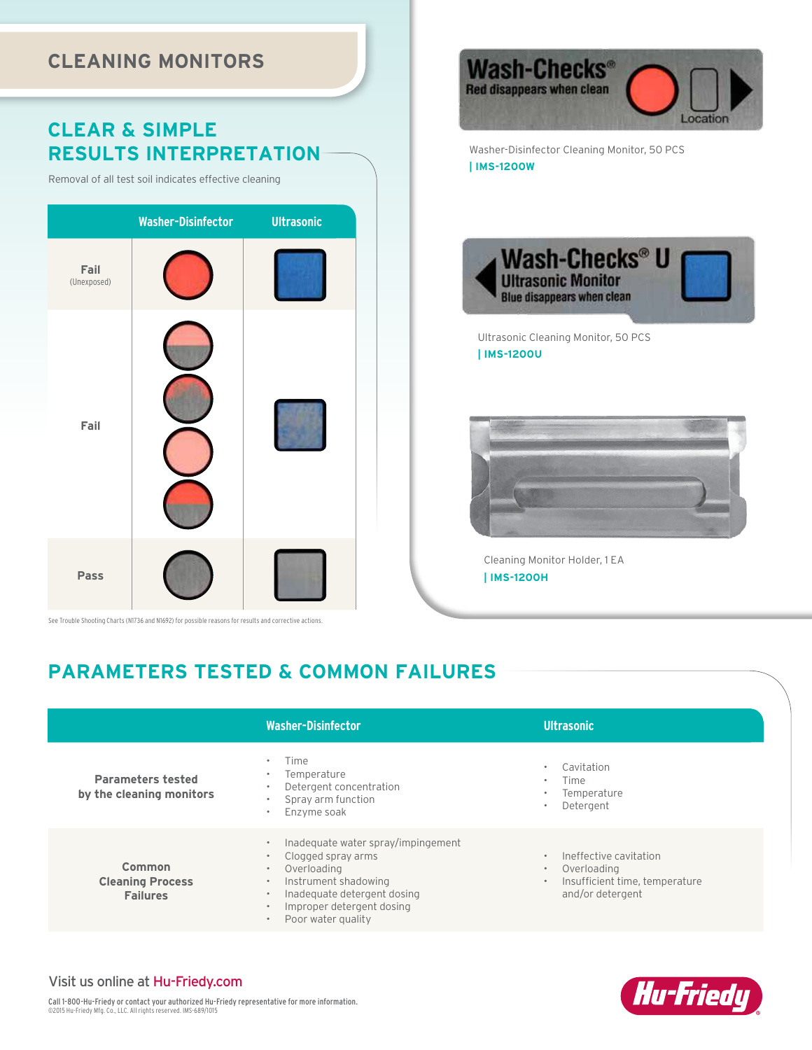## CLEANING MONITORS

### CLEAR & SIMPLE RESULTS INTERPRETATION

Removal of all test soil indicates effective cleaning

| | Washer-Disinfector | Ultrasonic |
|---|---|---|
| Fail (Unexposed) | | |
| Fail | | |
| Pass | | |

See Trouble Shooting Charts (N1736 and N1692) for possible reasons for results and corrective actions.

Wash-Checks® Red disappears when clean Location

Washer-Disinfector Cleaning Monitor, 50 PCS
| IMS-1200W

Wash-Checks® U Ultrasonic Monitor Blue disappears when clean

Ultrasonic Cleaning Monitor, 50 PCS
| IMS-1200U

Cleaning Monitor Holder, 1 EA
| IMS-1200H

## PARAMETERS TESTED & COMMON FAILURES

| | Washer-Disinfector | Ultrasonic |
|---|---|---|
| **Parameters tested by the cleaning monitors** | • Time<br>• Temperature<br>• Detergent concentration<br>• Spray arm function<br>• Enzyme soak | • Cavitation<br>• Time<br>• Temperature<br>• Detergent |
| **Common Cleaning Process Failures** | • Inadequate water spray/impingement<br>• Clogged spray arms<br>• Overloading<br>• Instrument shadowing<br>• Inadequate detergent dosing<br>• Improper detergent dosing<br>• Poor water quality | • Ineffective cavitation<br>• Overloading<br>• Insufficient time, temperature and/or detergent |

Visit us online at Hu-Friedy.com

Call 1-800-Hu-Friedy or contact your authorized Hu-Friedy representative for more information.
©2015 Hu-Friedy Mfg. Co., LLC. All rights reserved. IMS-689/1015

Hu-Friedy